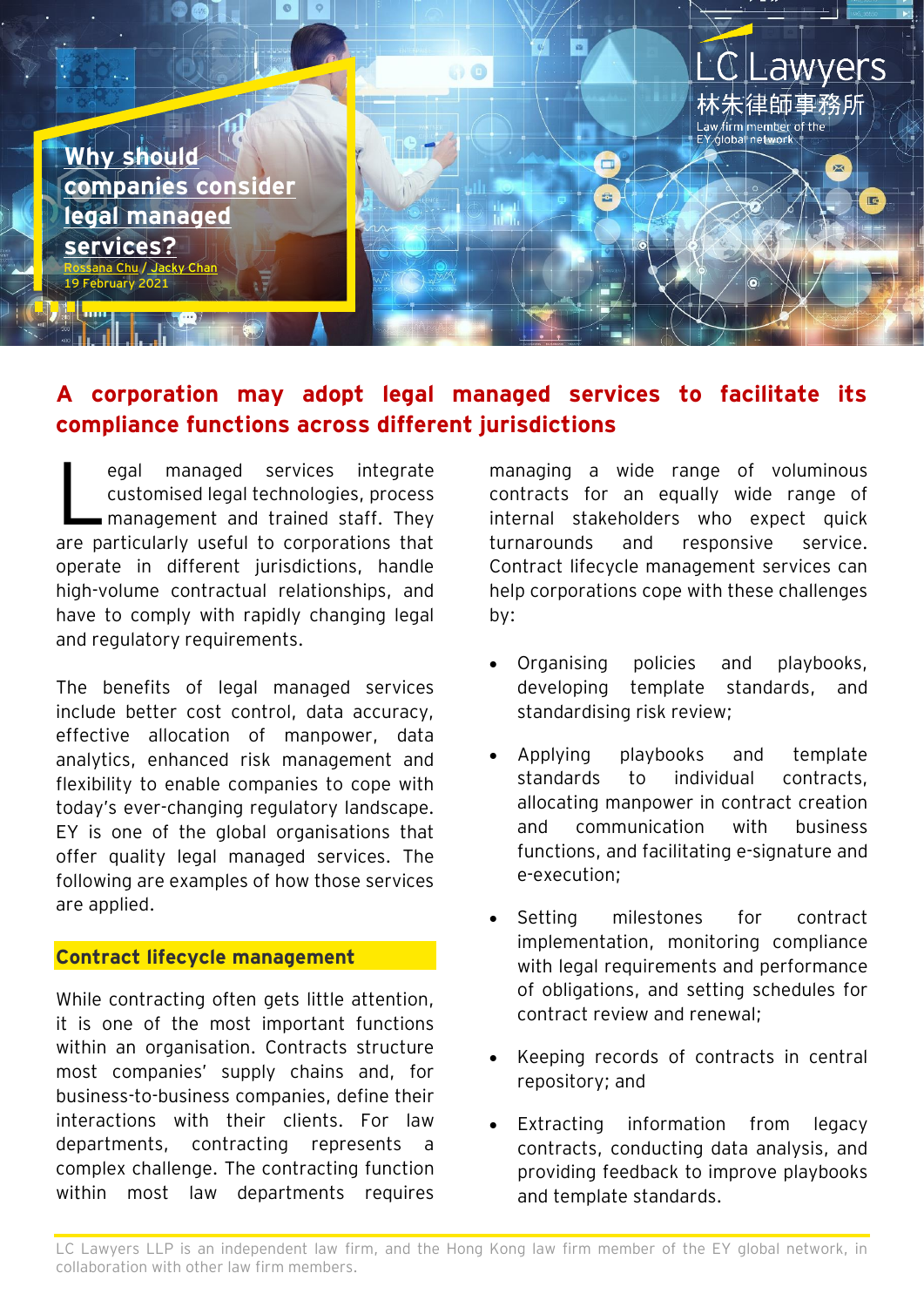# Why should companies consider legal managed services?

Rossana Chu / Jacky Chan

19 February 2021

LC Lawyers
林朱律師事務所
Law firm member of the EY global network

## A corporation may adopt legal managed services to facilitate its compliance functions across different jurisdictions

Legal managed services integrate customised legal technologies, process management and trained staff. They are particularly useful to corporations that operate in different jurisdictions, handle high-volume contractual relationships, and have to comply with rapidly changing legal and regulatory requirements.

The benefits of legal managed services include better cost control, data accuracy, effective allocation of manpower, data analytics, enhanced risk management and flexibility to enable companies to cope with today's ever-changing regulatory landscape. EY is one of the global organisations that offer quality legal managed services. The following are examples of how those services are applied.

### Contract lifecycle management

While contracting often gets little attention, it is one of the most important functions within an organisation. Contracts structure most companies' supply chains and, for business-to-business companies, define their interactions with their clients. For law departments, contracting represents a complex challenge. The contracting function within most law departments requires managing a wide range of voluminous contracts for an equally wide range of internal stakeholders who expect quick turnarounds and responsive service. Contract lifecycle management services can help corporations cope with these challenges by:

- Organising policies and playbooks, developing template standards, and standardising risk review;
- Applying playbooks and template standards to individual contracts, allocating manpower in contract creation and communication with business functions, and facilitating e-signature and e-execution;
- Setting milestones for contract implementation, monitoring compliance with legal requirements and performance of obligations, and setting schedules for contract review and renewal;
- Keeping records of contracts in central repository; and
- Extracting information from legacy contracts, conducting data analysis, and providing feedback to improve playbooks and template standards.

LC Lawyers LLP is an independent law firm, and the Hong Kong law firm member of the EY global network, in collaboration with other law firm members.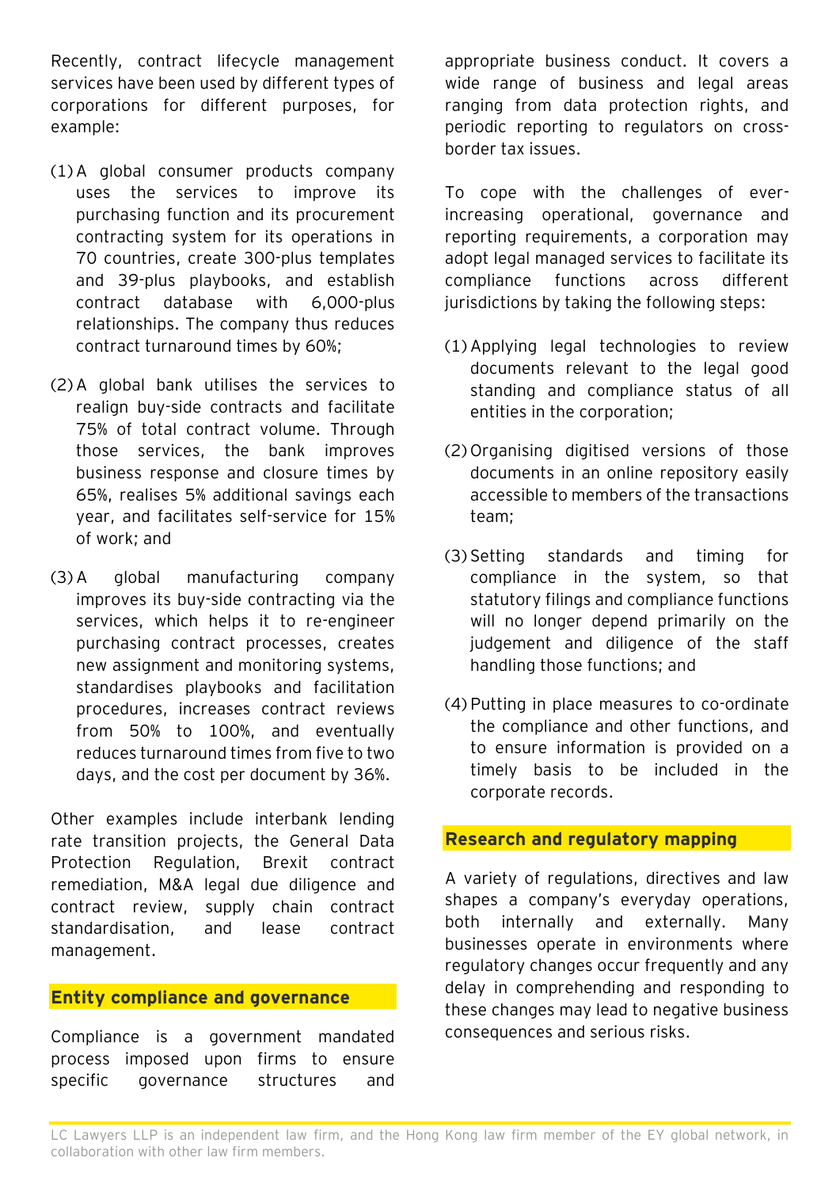Recently, contract lifecycle management services have been used by different types of corporations for different purposes, for example:

(1) A global consumer products company uses the services to improve its purchasing function and its procurement contracting system for its operations in 70 countries, create 300-plus templates and 39-plus playbooks, and establish contract database with 6,000-plus relationships. The company thus reduces contract turnaround times by 60%;

(2) A global bank utilises the services to realign buy-side contracts and facilitate 75% of total contract volume. Through those services, the bank improves business response and closure times by 65%, realises 5% additional savings each year, and facilitates self-service for 15% of work; and

(3) A global manufacturing company improves its buy-side contracting via the services, which helps it to re-engineer purchasing contract processes, creates new assignment and monitoring systems, standardises playbooks and facilitation procedures, increases contract reviews from 50% to 100%, and eventually reduces turnaround times from five to two days, and the cost per document by 36%.

Other examples include interbank lending rate transition projects, the General Data Protection Regulation, Brexit contract remediation, M&A legal due diligence and contract review, supply chain contract standardisation, and lease contract management.

## Entity compliance and governance

Compliance is a government mandated process imposed upon firms to ensure specific governance structures and appropriate business conduct. It covers a wide range of business and legal areas ranging from data protection rights, and periodic reporting to regulators on cross-border tax issues.

To cope with the challenges of ever-increasing operational, governance and reporting requirements, a corporation may adopt legal managed services to facilitate its compliance functions across different jurisdictions by taking the following steps:

(1) Applying legal technologies to review documents relevant to the legal good standing and compliance status of all entities in the corporation;

(2) Organising digitised versions of those documents in an online repository easily accessible to members of the transactions team;

(3) Setting standards and timing for compliance in the system, so that statutory filings and compliance functions will no longer depend primarily on the judgement and diligence of the staff handling those functions; and

(4) Putting in place measures to co-ordinate the compliance and other functions, and to ensure information is provided on a timely basis to be included in the corporate records.

## Research and regulatory mapping

A variety of regulations, directives and law shapes a company's everyday operations, both internally and externally. Many businesses operate in environments where regulatory changes occur frequently and any delay in comprehending and responding to these changes may lead to negative business consequences and serious risks.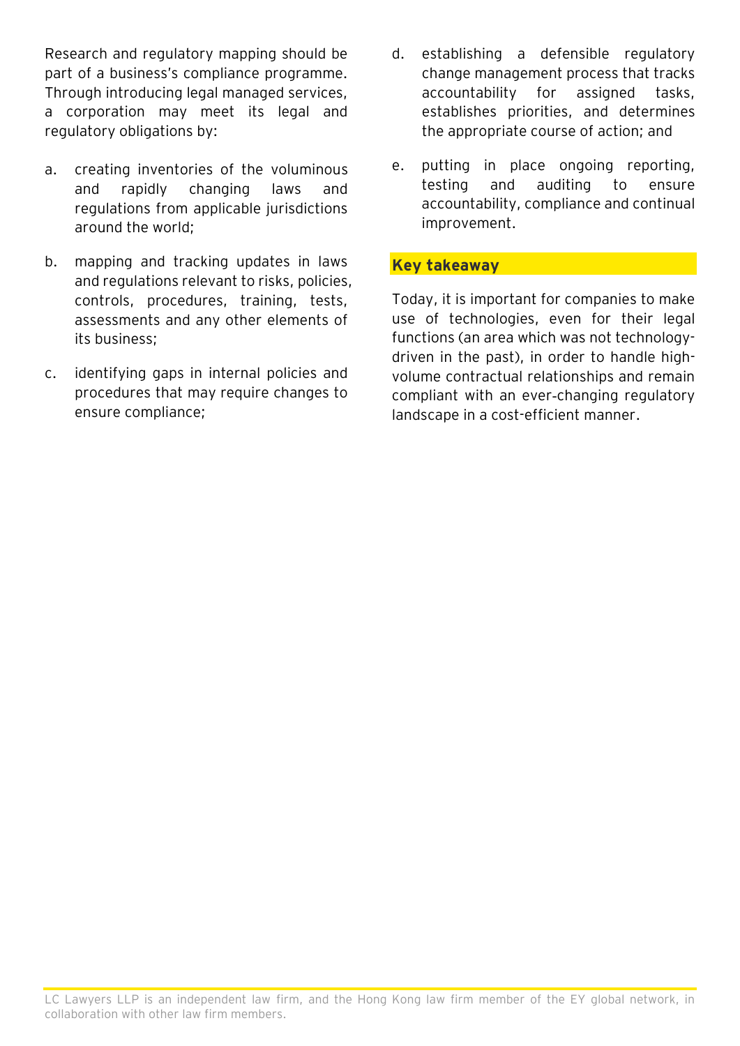Research and regulatory mapping should be part of a business's compliance programme. Through introducing legal managed services, a corporation may meet its legal and regulatory obligations by:

a. creating inventories of the voluminous and rapidly changing laws and regulations from applicable jurisdictions around the world;

b. mapping and tracking updates in laws and regulations relevant to risks, policies, controls, procedures, training, tests, assessments and any other elements of its business;

c. identifying gaps in internal policies and procedures that may require changes to ensure compliance;

d. establishing a defensible regulatory change management process that tracks accountability for assigned tasks, establishes priorities, and determines the appropriate course of action; and

e. putting in place ongoing reporting, testing and auditing to ensure accountability, compliance and continual improvement.

## Key takeaway

Today, it is important for companies to make use of technologies, even for their legal functions (an area which was not technology-driven in the past), in order to handle high-volume contractual relationships and remain compliant with an ever-changing regulatory landscape in a cost-efficient manner.

LC Lawyers LLP is an independent law firm, and the Hong Kong law firm member of the EY global network, in collaboration with other law firm members.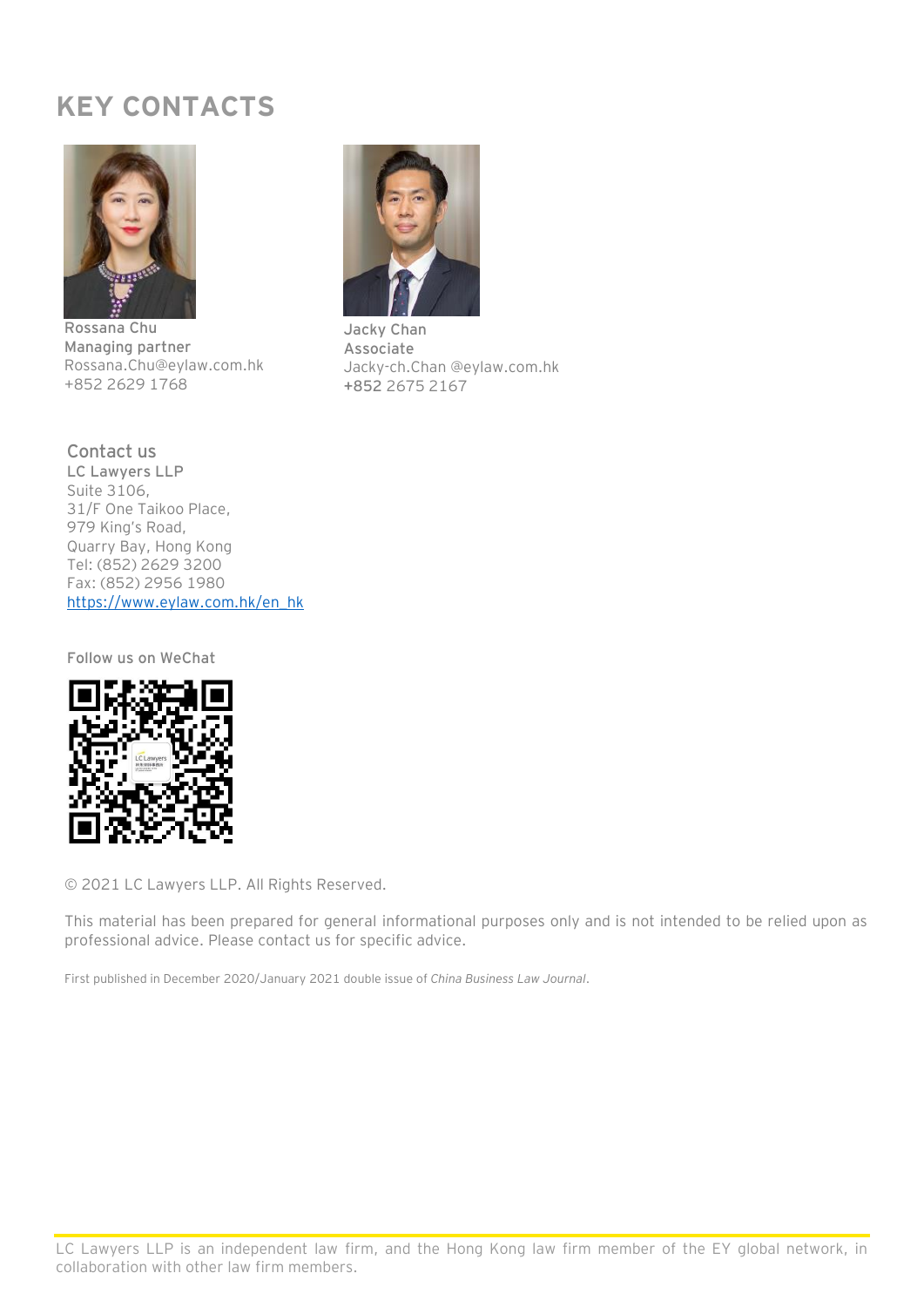# KEY CONTACTS

Rossana Chu
Managing partner
Rossana.Chu@eylaw.com.hk
+852 2629 1768

Jacky Chan
Associate
Jacky-ch.Chan @eylaw.com.hk
+852 2675 2167

Contact us
LC Lawyers LLP
Suite 3106,
31/F One Taikoo Place,
979 King's Road,
Quarry Bay, Hong Kong
Tel: (852) 2629 3200
Fax: (852) 2956 1980
https://www.eylaw.com.hk/en_hk

Follow us on WeChat

© 2021 LC Lawyers LLP. All Rights Reserved.

This material has been prepared for general informational purposes only and is not intended to be relied upon as professional advice. Please contact us for specific advice.

First published in December 2020/January 2021 double issue of *China Business Law Journal*.

LC Lawyers LLP is an independent law firm, and the Hong Kong law firm member of the EY global network, in collaboration with other law firm members.